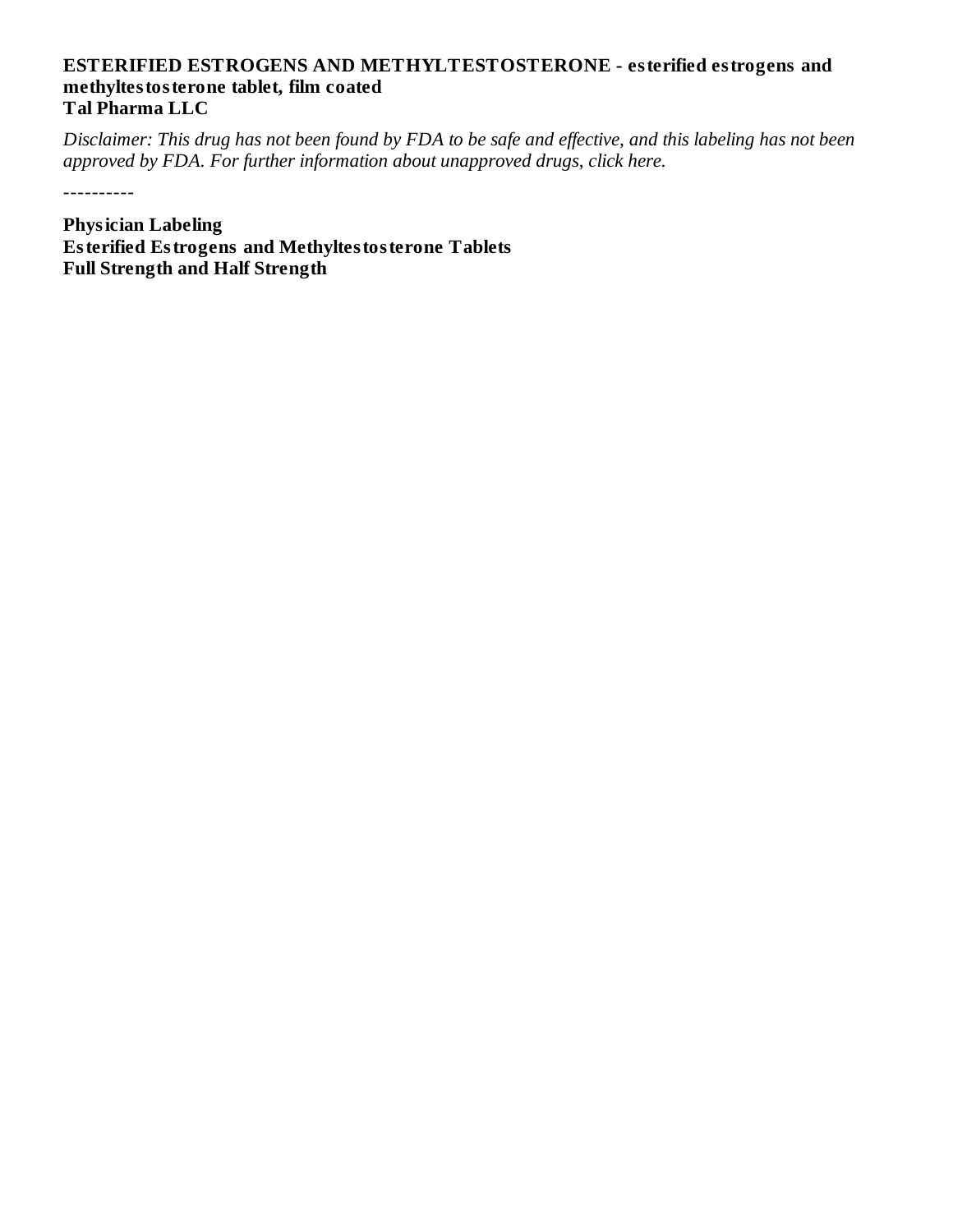**ESTERIFIED ESTROGENS AND METHYLTESTOSTERONE - esterified estrogens and methyltestosterone tablet, film coated**
**Tal Pharma LLC**

*Disclaimer: This drug has not been found by FDA to be safe and effective, and this labeling has not been approved by FDA. For further information about unapproved drugs, click here.*

----------

**Physician Labeling**
**Esterified Estrogens and Methyltestosterone Tablets**
**Full Strength and Half Strength**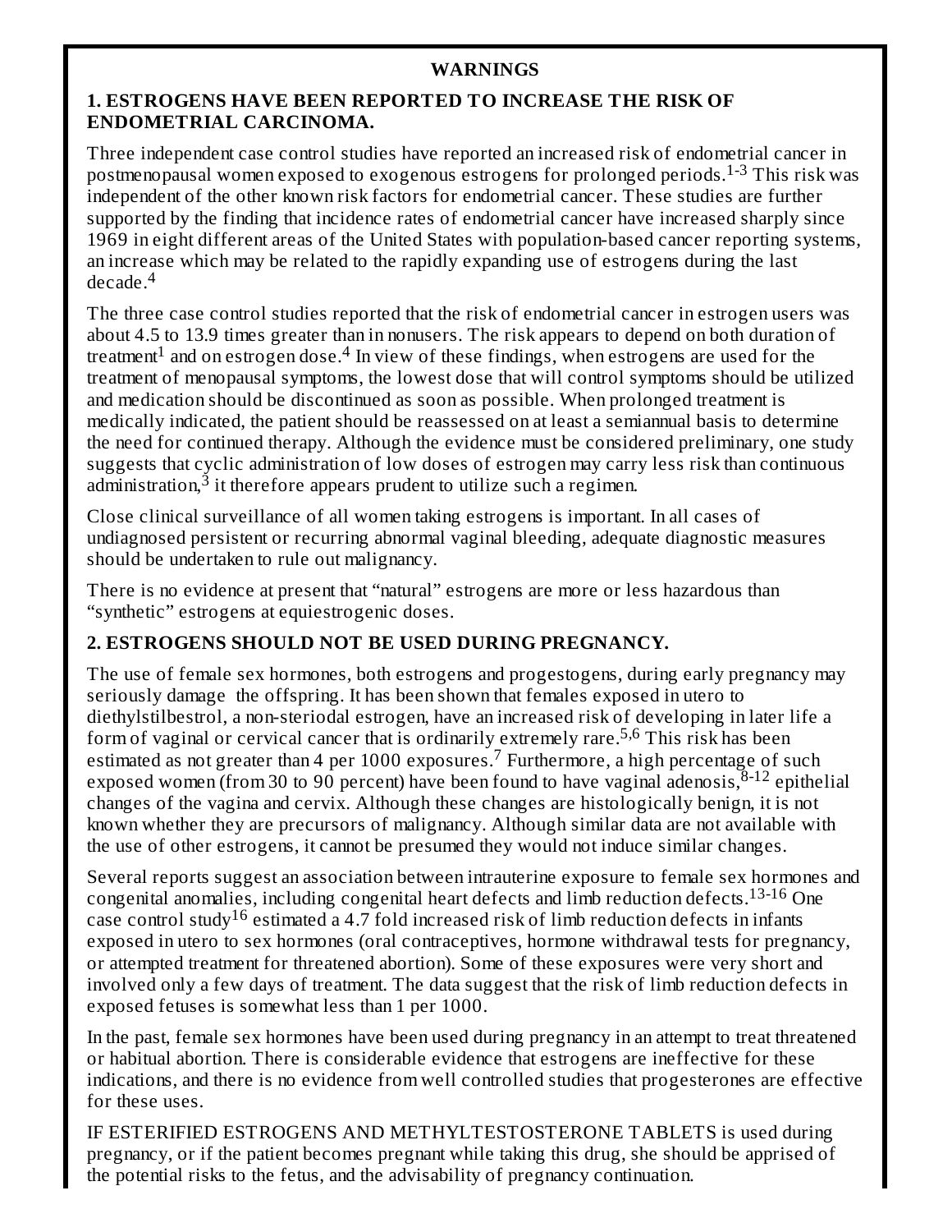# WARNINGS

## 1. ESTROGENS HAVE BEEN REPORTED TO INCREASE THE RISK OF ENDOMETRIAL CARCINOMA.

Three independent case control studies have reported an increased risk of endometrial cancer in postmenopausal women exposed to exogenous estrogens for prolonged periods.[1-3] This risk was independent of the other known risk factors for endometrial cancer. These studies are further supported by the finding that incidence rates of endometrial cancer have increased sharply since 1969 in eight different areas of the United States with population-based cancer reporting systems, an increase which may be related to the rapidly expanding use of estrogens during the last decade.[4]

The three case control studies reported that the risk of endometrial cancer in estrogen users was about 4.5 to 13.9 times greater than in nonusers. The risk appears to depend on both duration of treatment[1] and on estrogen dose.[4] In view of these findings, when estrogens are used for the treatment of menopausal symptoms, the lowest dose that will control symptoms should be utilized and medication should be discontinued as soon as possible. When prolonged treatment is medically indicated, the patient should be reassessed on at least a semiannual basis to determine the need for continued therapy. Although the evidence must be considered preliminary, one study suggests that cyclic administration of low doses of estrogen may carry less risk than continuous administration,[3] it therefore appears prudent to utilize such a regimen.

Close clinical surveillance of all women taking estrogens is important. In all cases of undiagnosed persistent or recurring abnormal vaginal bleeding, adequate diagnostic measures should be undertaken to rule out malignancy.

There is no evidence at present that “natural” estrogens are more or less hazardous than “synthetic” estrogens at equiestrogenic doses.

## 2. ESTROGENS SHOULD NOT BE USED DURING PREGNANCY.

The use of female sex hormones, both estrogens and progestogens, during early pregnancy may seriously damage the offspring. It has been shown that females exposed in utero to diethylstilbestrol, a non-steriodal estrogen, have an increased risk of developing in later life a form of vaginal or cervical cancer that is ordinarily extremely rare.[5,6] This risk has been estimated as not greater than 4 per 1000 exposures.[7] Furthermore, a high percentage of such exposed women (from 30 to 90 percent) have been found to have vaginal adenosis,[8-12] epithelial changes of the vagina and cervix. Although these changes are histologically benign, it is not known whether they are precursors of malignancy. Although similar data are not available with the use of other estrogens, it cannot be presumed they would not induce similar changes.

Several reports suggest an association between intrauterine exposure to female sex hormones and congenital anomalies, including congenital heart defects and limb reduction defects.[13-16] One case control study[16] estimated a 4.7 fold increased risk of limb reduction defects in infants exposed in utero to sex hormones (oral contraceptives, hormone withdrawal tests for pregnancy, or attempted treatment for threatened abortion). Some of these exposures were very short and involved only a few days of treatment. The data suggest that the risk of limb reduction defects in exposed fetuses is somewhat less than 1 per 1000.

In the past, female sex hormones have been used during pregnancy in an attempt to treat threatened or habitual abortion. There is considerable evidence that estrogens are ineffective for these indications, and there is no evidence from well controlled studies that progesterones are effective for these uses.

IF ESTERIFIED ESTROGENS AND METHYLTESTOSTERONE TABLETS is used during pregnancy, or if the patient becomes pregnant while taking this drug, she should be apprised of the potential risks to the fetus, and the advisability of pregnancy continuation.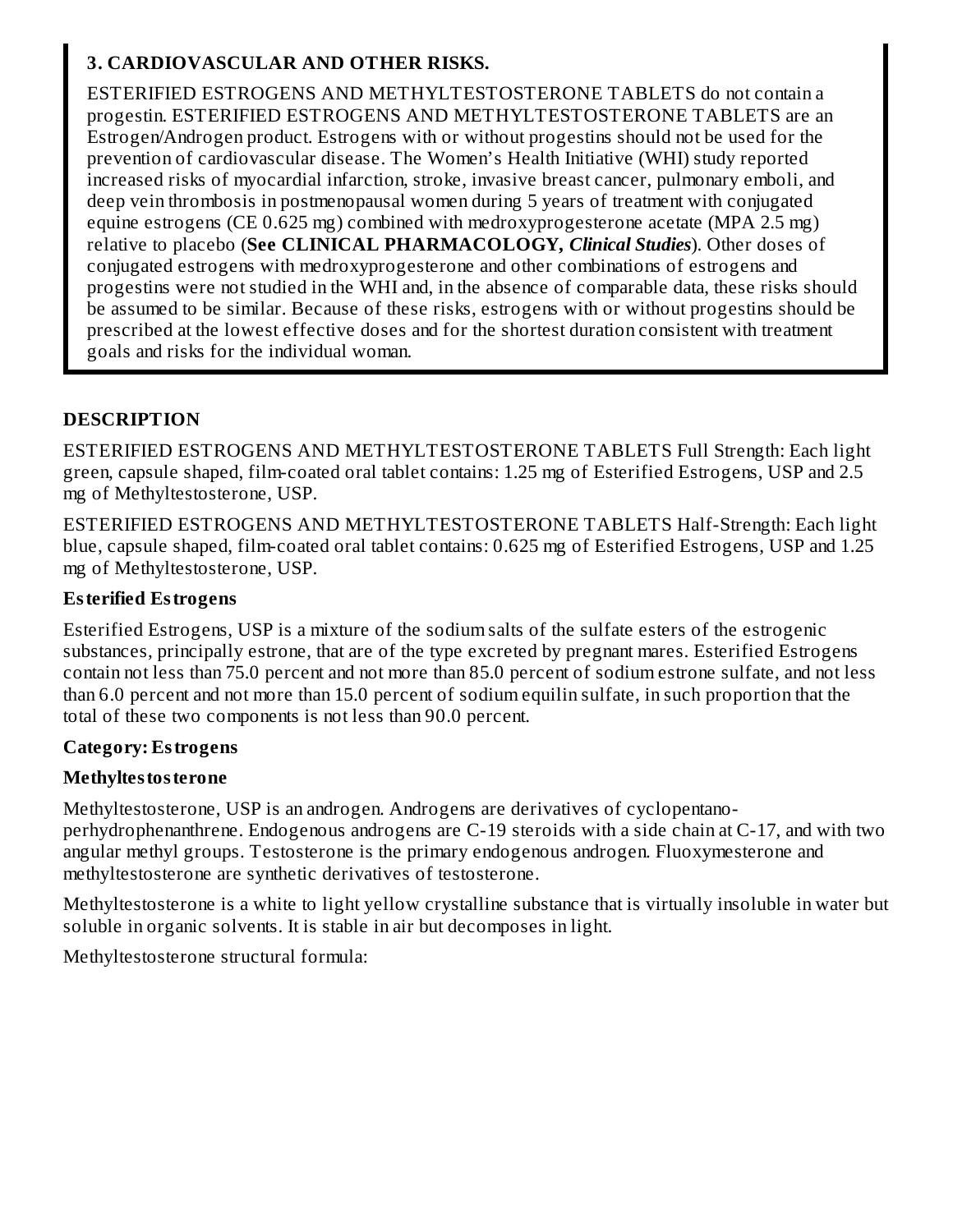**3. CARDIOVASCULAR AND OTHER RISKS.**

ESTERIFIED ESTROGENS AND METHYLTESTOSTERONE TABLETS do not contain a progestin. ESTERIFIED ESTROGENS AND METHYLTESTOSTERONE TABLETS are an Estrogen/Androgen product. Estrogens with or without progestins should not be used for the prevention of cardiovascular disease. The Women's Health Initiative (WHI) study reported increased risks of myocardial infarction, stroke, invasive breast cancer, pulmonary emboli, and deep vein thrombosis in postmenopausal women during 5 years of treatment with conjugated equine estrogens (CE 0.625 mg) combined with medroxyprogesterone acetate (MPA 2.5 mg) relative to placebo (**See CLINICAL PHARMACOLOGY, *Clinical Studies***). Other doses of conjugated estrogens with medroxyprogesterone and other combinations of estrogens and progestins were not studied in the WHI and, in the absence of comparable data, these risks should be assumed to be similar. Because of these risks, estrogens with or without progestins should be prescribed at the lowest effective doses and for the shortest duration consistent with treatment goals and risks for the individual woman.

## DESCRIPTION

ESTERIFIED ESTROGENS AND METHYLTESTOSTERONE TABLETS Full Strength: Each light green, capsule shaped, film-coated oral tablet contains: 1.25 mg of Esterified Estrogens, USP and 2.5 mg of Methyltestosterone, USP.

ESTERIFIED ESTROGENS AND METHYLTESTOSTERONE TABLETS Half-Strength: Each light blue, capsule shaped, film-coated oral tablet contains: 0.625 mg of Esterified Estrogens, USP and 1.25 mg of Methyltestosterone, USP.

### Esterified Estrogens

Esterified Estrogens, USP is a mixture of the sodium salts of the sulfate esters of the estrogenic substances, principally estrone, that are of the type excreted by pregnant mares. Esterified Estrogens contain not less than 75.0 percent and not more than 85.0 percent of sodium estrone sulfate, and not less than 6.0 percent and not more than 15.0 percent of sodium equilin sulfate, in such proportion that the total of these two components is not less than 90.0 percent.

**Category: Estrogens**

### Methyltestosterone

Methyltestosterone, USP is an androgen. Androgens are derivatives of cyclopentano-perhydrophenanthrene. Endogenous androgens are C-19 steroids with a side chain at C-17, and with two angular methyl groups. Testosterone is the primary endogenous androgen. Fluoxymesterone and methyltestosterone are synthetic derivatives of testosterone.

Methyltestosterone is a white to light yellow crystalline substance that is virtually insoluble in water but soluble in organic solvents. It is stable in air but decomposes in light.

Methyltestosterone structural formula: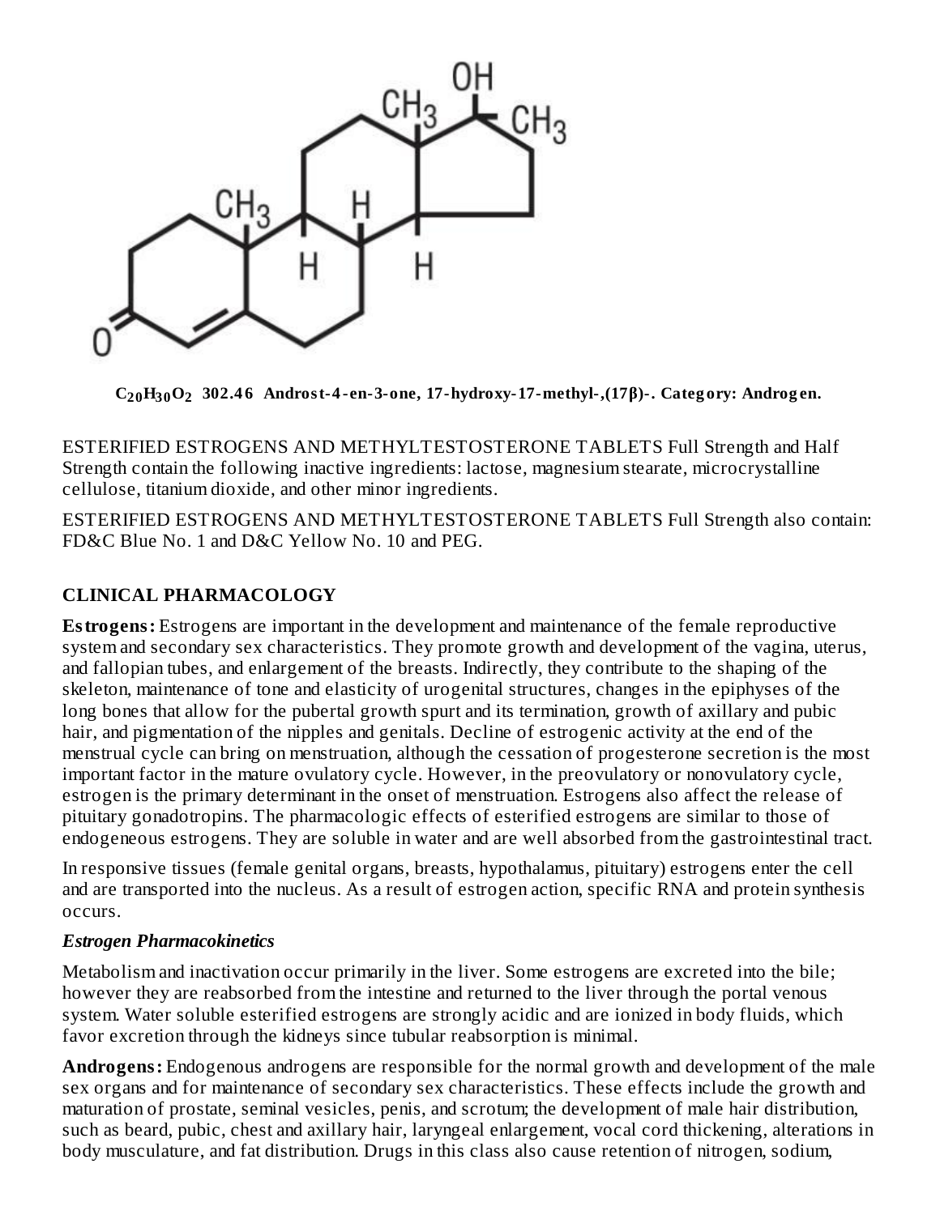$C_{20}H_{30}O_2$ **302.46 Androst-4-en-3-one, 17-hydroxy-17-methyl-,(17β)-. Category: Androgen.**

ESTERIFIED ESTROGENS AND METHYLTESTOSTERONE TABLETS Full Strength and Half Strength contain the following inactive ingredients: lactose, magnesium stearate, microcrystalline cellulose, titanium dioxide, and other minor ingredients.

ESTERIFIED ESTROGENS AND METHYLTESTOSTERONE TABLETS Full Strength also contain: FD&C Blue No. 1 and D&C Yellow No. 10 and PEG.

## CLINICAL PHARMACOLOGY

**Estrogens:** Estrogens are important in the development and maintenance of the female reproductive system and secondary sex characteristics. They promote growth and development of the vagina, uterus, and fallopian tubes, and enlargement of the breasts. Indirectly, they contribute to the shaping of the skeleton, maintenance of tone and elasticity of urogenital structures, changes in the epiphyses of the long bones that allow for the pubertal growth spurt and its termination, growth of axillary and pubic hair, and pigmentation of the nipples and genitals. Decline of estrogenic activity at the end of the menstrual cycle can bring on menstruation, although the cessation of progesterone secretion is the most important factor in the mature ovulatory cycle. However, in the preovulatory or nonovulatory cycle, estrogen is the primary determinant in the onset of menstruation. Estrogens also affect the release of pituitary gonadotropins. The pharmacologic effects of esterified estrogens are similar to those of endogeneous estrogens. They are soluble in water and are well absorbed from the gastrointestinal tract.

In responsive tissues (female genital organs, breasts, hypothalamus, pituitary) estrogens enter the cell and are transported into the nucleus. As a result of estrogen action, specific RNA and protein synthesis occurs.

### *Estrogen Pharmacokinetics*

Metabolism and inactivation occur primarily in the liver. Some estrogens are excreted into the bile; however they are reabsorbed from the intestine and returned to the liver through the portal venous system. Water soluble esterified estrogens are strongly acidic and are ionized in body fluids, which favor excretion through the kidneys since tubular reabsorption is minimal.

**Androgens:** Endogenous androgens are responsible for the normal growth and development of the male sex organs and for maintenance of secondary sex characteristics. These effects include the growth and maturation of prostate, seminal vesicles, penis, and scrotum; the development of male hair distribution, such as beard, pubic, chest and axillary hair, laryngeal enlargement, vocal cord thickening, alterations in body musculature, and fat distribution. Drugs in this class also cause retention of nitrogen, sodium,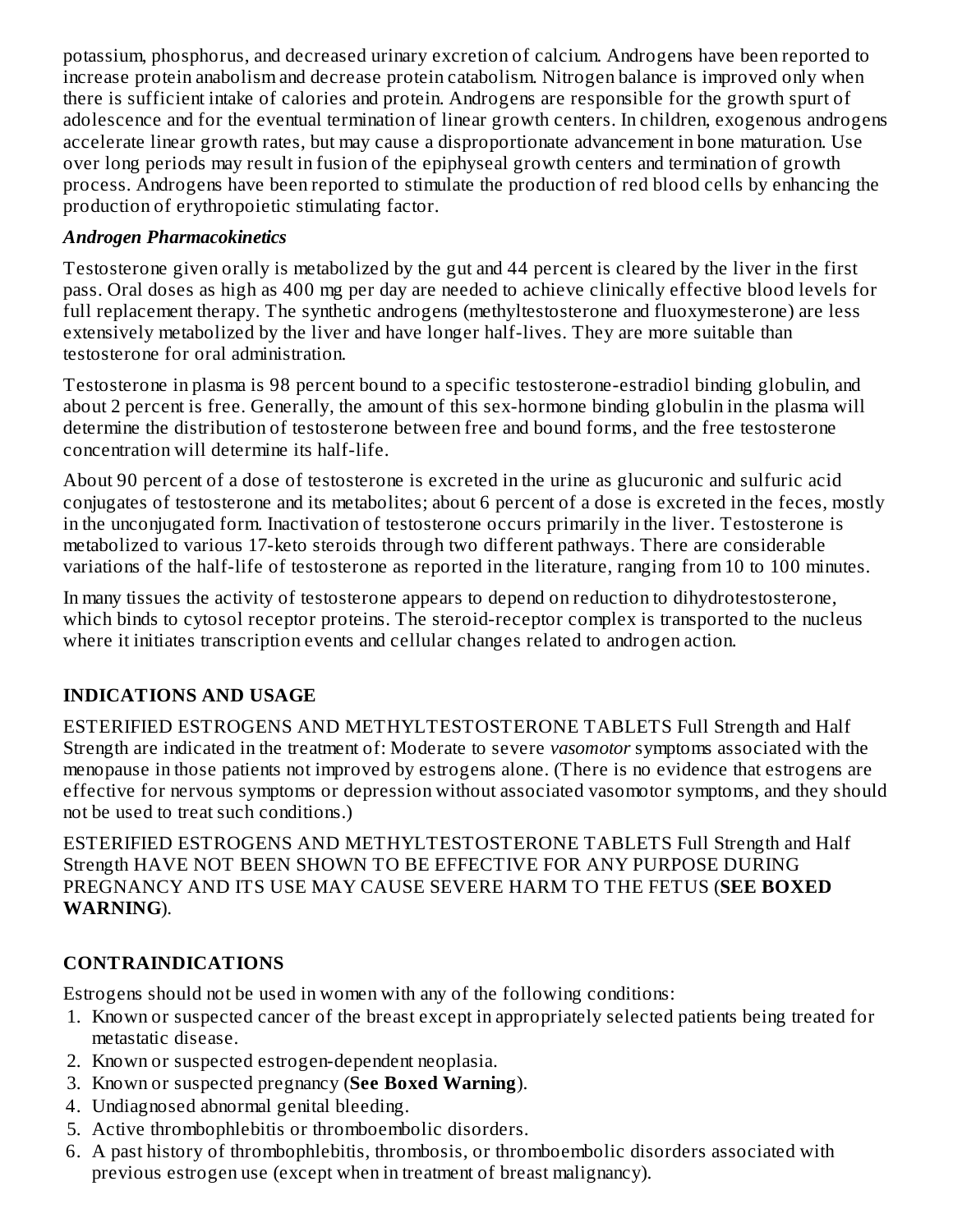potassium, phosphorus, and decreased urinary excretion of calcium. Androgens have been reported to increase protein anabolism and decrease protein catabolism. Nitrogen balance is improved only when there is sufficient intake of calories and protein. Androgens are responsible for the growth spurt of adolescence and for the eventual termination of linear growth centers. In children, exogenous androgens accelerate linear growth rates, but may cause a disproportionate advancement in bone maturation. Use over long periods may result in fusion of the epiphyseal growth centers and termination of growth process. Androgens have been reported to stimulate the production of red blood cells by enhancing the production of erythropoietic stimulating factor.

***Androgen Pharmacokinetics***

Testosterone given orally is metabolized by the gut and 44 percent is cleared by the liver in the first pass. Oral doses as high as 400 mg per day are needed to achieve clinically effective blood levels for full replacement therapy. The synthetic androgens (methyltestosterone and fluoxymesterone) are less extensively metabolized by the liver and have longer half-lives. They are more suitable than testosterone for oral administration.

Testosterone in plasma is 98 percent bound to a specific testosterone-estradiol binding globulin, and about 2 percent is free. Generally, the amount of this sex-hormone binding globulin in the plasma will determine the distribution of testosterone between free and bound forms, and the free testosterone concentration will determine its half-life.

About 90 percent of a dose of testosterone is excreted in the urine as glucuronic and sulfuric acid conjugates of testosterone and its metabolites; about 6 percent of a dose is excreted in the feces, mostly in the unconjugated form. Inactivation of testosterone occurs primarily in the liver. Testosterone is metabolized to various 17-keto steroids through two different pathways. There are considerable variations of the half-life of testosterone as reported in the literature, ranging from 10 to 100 minutes.

In many tissues the activity of testosterone appears to depend on reduction to dihydrotestosterone, which binds to cytosol receptor proteins. The steroid-receptor complex is transported to the nucleus where it initiates transcription events and cellular changes related to androgen action.

## INDICATIONS AND USAGE

ESTERIFIED ESTROGENS AND METHYLTESTOSTERONE TABLETS Full Strength and Half Strength are indicated in the treatment of: Moderate to severe *vasomotor* symptoms associated with the menopause in those patients not improved by estrogens alone. (There is no evidence that estrogens are effective for nervous symptoms or depression without associated vasomotor symptoms, and they should not be used to treat such conditions.)

ESTERIFIED ESTROGENS AND METHYLTESTOSTERONE TABLETS Full Strength and Half Strength HAVE NOT BEEN SHOWN TO BE EFFECTIVE FOR ANY PURPOSE DURING PREGNANCY AND ITS USE MAY CAUSE SEVERE HARM TO THE FETUS (**SEE BOXED WARNING**).

## CONTRAINDICATIONS

Estrogens should not be used in women with any of the following conditions:

1. Known or suspected cancer of the breast except in appropriately selected patients being treated for metastatic disease.
2. Known or suspected estrogen-dependent neoplasia.
3. Known or suspected pregnancy (**See Boxed Warning**).
4. Undiagnosed abnormal genital bleeding.
5. Active thrombophlebitis or thromboembolic disorders.
6. A past history of thrombophlebitis, thrombosis, or thromboembolic disorders associated with previous estrogen use (except when in treatment of breast malignancy).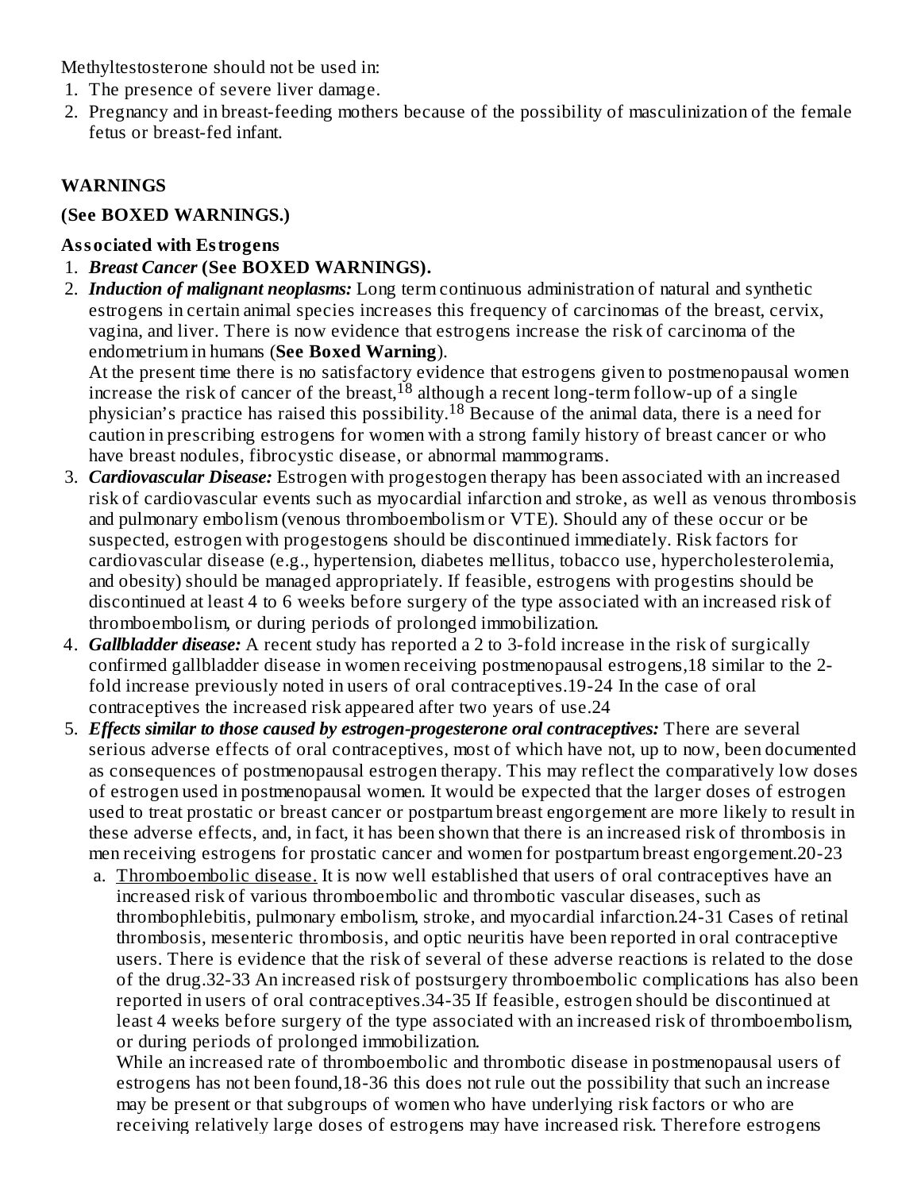Methyltestosterone should not be used in:

1. The presence of severe liver damage.
2. Pregnancy and in breast-feeding mothers because of the possibility of masculinization of the female fetus or breast-fed infant.

## WARNINGS

**(See BOXED WARNINGS.)**

**Associated with Estrogens**

1. ***Breast Cancer* (See BOXED WARNINGS).**
2. ***Induction of malignant neoplasms:*** Long term continuous administration of natural and synthetic estrogens in certain animal species increases this frequency of carcinomas of the breast, cervix, vagina, and liver. There is now evidence that estrogens increase the risk of carcinoma of the endometrium in humans (**See Boxed Warning**).
   At the present time there is no satisfactory evidence that estrogens given to postmenopausal women increase the risk of cancer of the breast,[18] although a recent long-term follow-up of a single physician's practice has raised this possibility.[18] Because of the animal data, there is a need for caution in prescribing estrogens for women with a strong family history of breast cancer or who have breast nodules, fibrocystic disease, or abnormal mammograms.
3. ***Cardiovascular Disease:*** Estrogen with progestogen therapy has been associated with an increased risk of cardiovascular events such as myocardial infarction and stroke, as well as venous thrombosis and pulmonary embolism (venous thromboembolism or VTE). Should any of these occur or be suspected, estrogen with progestogens should be discontinued immediately. Risk factors for cardiovascular disease (e.g., hypertension, diabetes mellitus, tobacco use, hypercholesterolemia, and obesity) should be managed appropriately. If feasible, estrogens with progestins should be discontinued at least 4 to 6 weeks before surgery of the type associated with an increased risk of thromboembolism, or during periods of prolonged immobilization.
4. ***Gallbladder disease:*** A recent study has reported a 2 to 3-fold increase in the risk of surgically confirmed gallbladder disease in women receiving postmenopausal estrogens,18 similar to the 2-fold increase previously noted in users of oral contraceptives.19-24 In the case of oral contraceptives the increased risk appeared after two years of use.24
5. ***Effects similar to those caused by estrogen-progesterone oral contraceptives:*** There are several serious adverse effects of oral contraceptives, most of which have not, up to now, been documented as consequences of postmenopausal estrogen therapy. This may reflect the comparatively low doses of estrogen used in postmenopausal women. It would be expected that the larger doses of estrogen used to treat prostatic or breast cancer or postpartum breast engorgement are more likely to result in these adverse effects, and, in fact, it has been shown that there is an increased risk of thrombosis in men receiving estrogens for prostatic cancer and women for postpartum breast engorgement.20-23
   a. Thromboembolic disease. It is now well established that users of oral contraceptives have an increased risk of various thromboembolic and thrombotic vascular diseases, such as thrombophlebitis, pulmonary embolism, stroke, and myocardial infarction.24-31 Cases of retinal thrombosis, mesenteric thrombosis, and optic neuritis have been reported in oral contraceptive users. There is evidence that the risk of several of these adverse reactions is related to the dose of the drug.32-33 An increased risk of postsurgery thromboembolic complications has also been reported in users of oral contraceptives.34-35 If feasible, estrogen should be discontinued at least 4 weeks before surgery of the type associated with an increased risk of thromboembolism, or during periods of prolonged immobilization.
      While an increased rate of thromboembolic and thrombotic disease in postmenopausal users of estrogens has not been found,18-36 this does not rule out the possibility that such an increase may be present or that subgroups of women who have underlying risk factors or who are receiving relatively large doses of estrogens may have increased risk. Therefore estrogens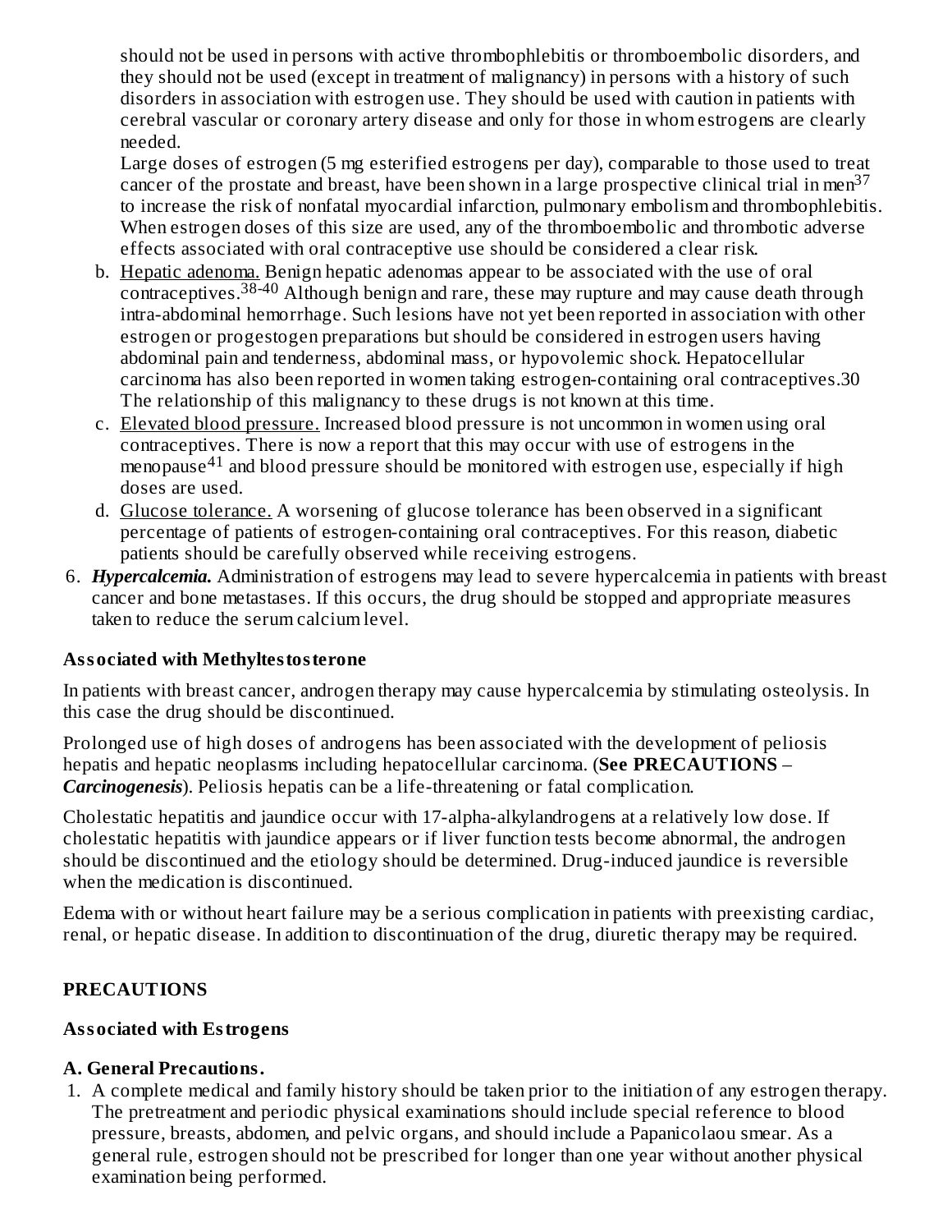should not be used in persons with active thrombophlebitis or thromboembolic disorders, and they should not be used (except in treatment of malignancy) in persons with a history of such disorders in association with estrogen use. They should be used with caution in patients with cerebral vascular or coronary artery disease and only for those in whom estrogens are clearly needed.

Large doses of estrogen (5 mg esterified estrogens per day), comparable to those used to treat cancer of the prostate and breast, have been shown in a large prospective clinical trial in men[37] to increase the risk of nonfatal myocardial infarction, pulmonary embolism and thrombophlebitis. When estrogen doses of this size are used, any of the thromboembolic and thrombotic adverse effects associated with oral contraceptive use should be considered a clear risk.

b. Hepatic adenoma. Benign hepatic adenomas appear to be associated with the use of oral contraceptives.[38-40] Although benign and rare, these may rupture and may cause death through intra-abdominal hemorrhage. Such lesions have not yet been reported in association with other estrogen or progestogen preparations but should be considered in estrogen users having abdominal pain and tenderness, abdominal mass, or hypovolemic shock. Hepatocellular carcinoma has also been reported in women taking estrogen-containing oral contraceptives.30 The relationship of this malignancy to these drugs is not known at this time.

c. Elevated blood pressure. Increased blood pressure is not uncommon in women using oral contraceptives. There is now a report that this may occur with use of estrogens in the menopause[41] and blood pressure should be monitored with estrogen use, especially if high doses are used.

d. Glucose tolerance. A worsening of glucose tolerance has been observed in a significant percentage of patients of estrogen-containing oral contraceptives. For this reason, diabetic patients should be carefully observed while receiving estrogens.

6. ***Hypercalcemia.*** Administration of estrogens may lead to severe hypercalcemia in patients with breast cancer and bone metastases. If this occurs, the drug should be stopped and appropriate measures taken to reduce the serum calcium level.

**Associated with Methyltestosterone**

In patients with breast cancer, androgen therapy may cause hypercalcemia by stimulating osteolysis. In this case the drug should be discontinued.

Prolonged use of high doses of androgens has been associated with the development of peliosis hepatis and hepatic neoplasms including hepatocellular carcinoma. (**See PRECAUTIONS** – ***Carcinogenesis***). Peliosis hepatis can be a life-threatening or fatal complication.

Cholestatic hepatitis and jaundice occur with 17-alpha-alkylandrogens at a relatively low dose. If cholestatic hepatitis with jaundice appears or if liver function tests become abnormal, the androgen should be discontinued and the etiology should be determined. Drug-induced jaundice is reversible when the medication is discontinued.

Edema with or without heart failure may be a serious complication in patients with preexisting cardiac, renal, or hepatic disease. In addition to discontinuation of the drug, diuretic therapy may be required.

## PRECAUTIONS

**Associated with Estrogens**

**A. General Precautions.**

1. A complete medical and family history should be taken prior to the initiation of any estrogen therapy. The pretreatment and periodic physical examinations should include special reference to blood pressure, breasts, abdomen, and pelvic organs, and should include a Papanicolaou smear. As a general rule, estrogen should not be prescribed for longer than one year without another physical examination being performed.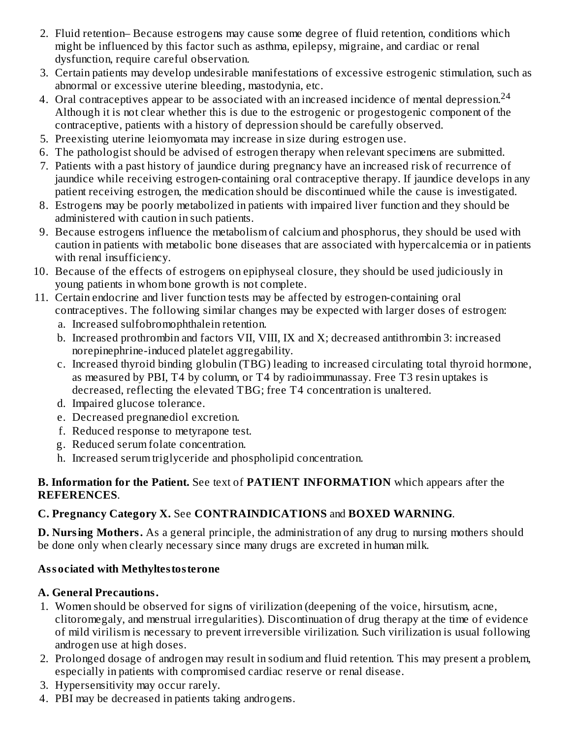2. Fluid retention– Because estrogens may cause some degree of fluid retention, conditions which might be influenced by this factor such as asthma, epilepsy, migraine, and cardiac or renal dysfunction, require careful observation.
3. Certain patients may develop undesirable manifestations of excessive estrogenic stimulation, such as abnormal or excessive uterine bleeding, mastodynia, etc.
4. Oral contraceptives appear to be associated with an increased incidence of mental depression.[24] Although it is not clear whether this is due to the estrogenic or progestogenic component of the contraceptive, patients with a history of depression should be carefully observed.
5. Preexisting uterine leiomyomata may increase in size during estrogen use.
6. The pathologist should be advised of estrogen therapy when relevant specimens are submitted.
7. Patients with a past history of jaundice during pregnancy have an increased risk of recurrence of jaundice while receiving estrogen-containing oral contraceptive therapy. If jaundice develops in any patient receiving estrogen, the medication should be discontinued while the cause is investigated.
8. Estrogens may be poorly metabolized in patients with impaired liver function and they should be administered with caution in such patients.
9. Because estrogens influence the metabolism of calcium and phosphorus, they should be used with caution in patients with metabolic bone diseases that are associated with hypercalcemia or in patients with renal insufficiency.
10. Because of the effects of estrogens on epiphyseal closure, they should be used judiciously in young patients in whom bone growth is not complete.
11. Certain endocrine and liver function tests may be affected by estrogen-containing oral contraceptives. The following similar changes may be expected with larger doses of estrogen:
    a. Increased sulfobromophthalein retention.
    b. Increased prothrombin and factors VII, VIII, IX and X; decreased antithrombin 3: increased norepinephrine-induced platelet aggregability.
    c. Increased thyroid binding globulin (TBG) leading to increased circulating total thyroid hormone, as measured by PBI, T4 by column, or T4 by radioimmunassay. Free T3 resin uptakes is decreased, reflecting the elevated TBG; free T4 concentration is unaltered.
    d. Impaired glucose tolerance.
    e. Decreased pregnanediol excretion.
    f. Reduced response to metyrapone test.
    g. Reduced serum folate concentration.
    h. Increased serum triglyceride and phospholipid concentration.

**B. Information for the Patient.** See text of **PATIENT INFORMATION** which appears after the **REFERENCES**.

**C. Pregnancy Category X.** See **CONTRAINDICATIONS** and **BOXED WARNING**.

**D. Nursing Mothers.** As a general principle, the administration of any drug to nursing mothers should be done only when clearly necessary since many drugs are excreted in human milk.

**Associated with Methyltestosterone**

**A. General Precautions.**

1. Women should be observed for signs of virilization (deepening of the voice, hirsutism, acne, clitoromegaly, and menstrual irregularities). Discontinuation of drug therapy at the time of evidence of mild virilism is necessary to prevent irreversible virilization. Such virilization is usual following androgen use at high doses.
2. Prolonged dosage of androgen may result in sodium and fluid retention. This may present a problem, especially in patients with compromised cardiac reserve or renal disease.
3. Hypersensitivity may occur rarely.
4. PBI may be decreased in patients taking androgens.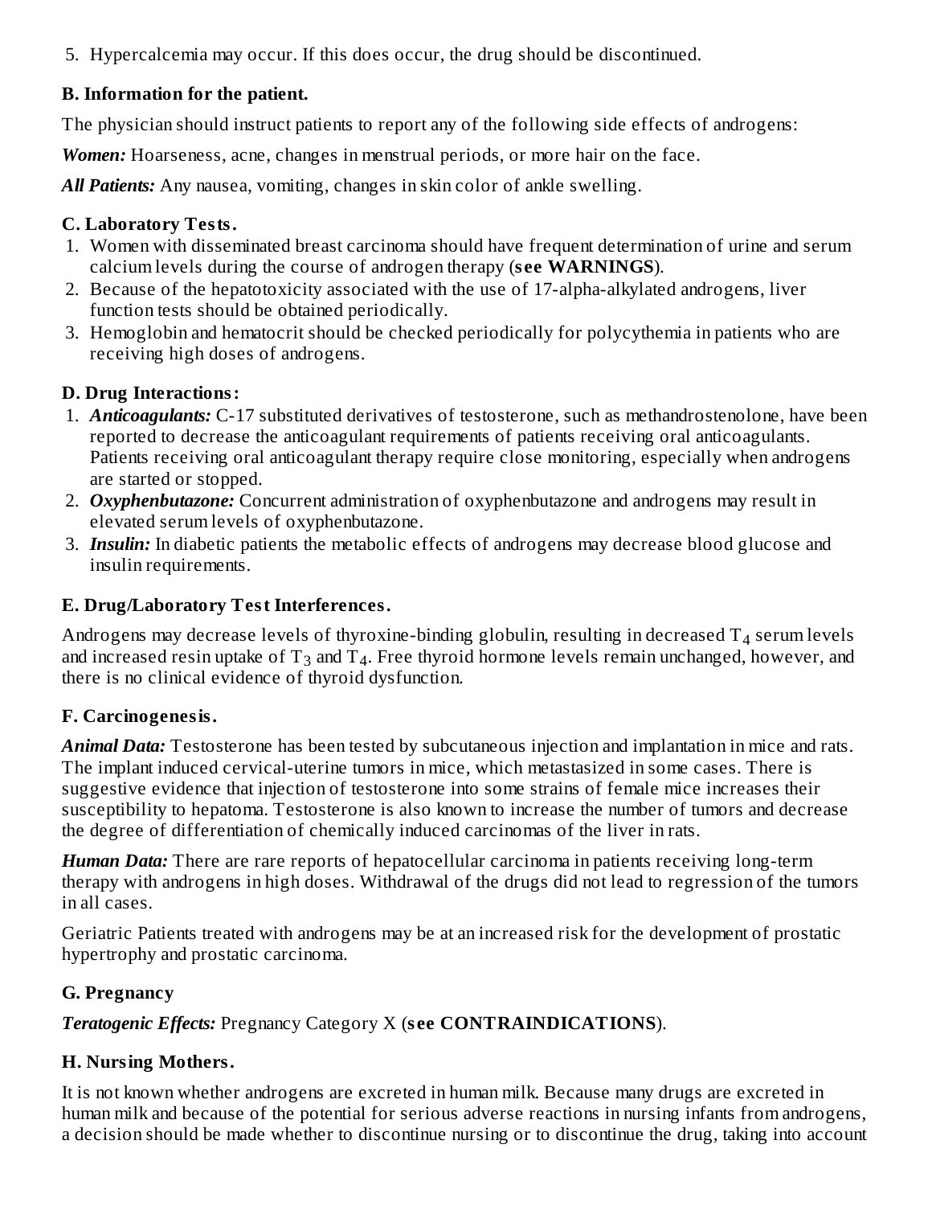5. Hypercalcemia may occur. If this does occur, the drug should be discontinued.

### B. Information for the patient.

The physician should instruct patients to report any of the following side effects of androgens:

***Women:*** Hoarseness, acne, changes in menstrual periods, or more hair on the face.

***All Patients:*** Any nausea, vomiting, changes in skin color of ankle swelling.

### C. Laboratory Tests.

1. Women with disseminated breast carcinoma should have frequent determination of urine and serum calcium levels during the course of androgen therapy (**see WARNINGS**).
2. Because of the hepatotoxicity associated with the use of 17-alpha-alkylated androgens, liver function tests should be obtained periodically.
3. Hemoglobin and hematocrit should be checked periodically for polycythemia in patients who are receiving high doses of androgens.

### D. Drug Interactions:

1. ***Anticoagulants:*** C-17 substituted derivatives of testosterone, such as methandrostenolone, have been reported to decrease the anticoagulant requirements of patients receiving oral anticoagulants. Patients receiving oral anticoagulant therapy require close monitoring, especially when androgens are started or stopped.
2. ***Oxyphenbutazone:*** Concurrent administration of oxyphenbutazone and androgens may result in elevated serum levels of oxyphenbutazone.
3. ***Insulin:*** In diabetic patients the metabolic effects of androgens may decrease blood glucose and insulin requirements.

### E. Drug/Laboratory Test Interferences.

Androgens may decrease levels of thyroxine-binding globulin, resulting in decreased $T_4$ serum levels and increased resin uptake of $T_3$ and $T_4$. Free thyroid hormone levels remain unchanged, however, and there is no clinical evidence of thyroid dysfunction.

### F. Carcinogenesis.

***Animal Data:*** Testosterone has been tested by subcutaneous injection and implantation in mice and rats. The implant induced cervical-uterine tumors in mice, which metastasized in some cases. There is suggestive evidence that injection of testosterone into some strains of female mice increases their susceptibility to hepatoma. Testosterone is also known to increase the number of tumors and decrease the degree of differentiation of chemically induced carcinomas of the liver in rats.

***Human Data:*** There are rare reports of hepatocellular carcinoma in patients receiving long-term therapy with androgens in high doses. Withdrawal of the drugs did not lead to regression of the tumors in all cases.

Geriatric Patients treated with androgens may be at an increased risk for the development of prostatic hypertrophy and prostatic carcinoma.

### G. Pregnancy

***Teratogenic Effects:*** Pregnancy Category X (**see CONTRAINDICATIONS**).

### H. Nursing Mothers.

It is not known whether androgens are excreted in human milk. Because many drugs are excreted in human milk and because of the potential for serious adverse reactions in nursing infants from androgens, a decision should be made whether to discontinue nursing or to discontinue the drug, taking into account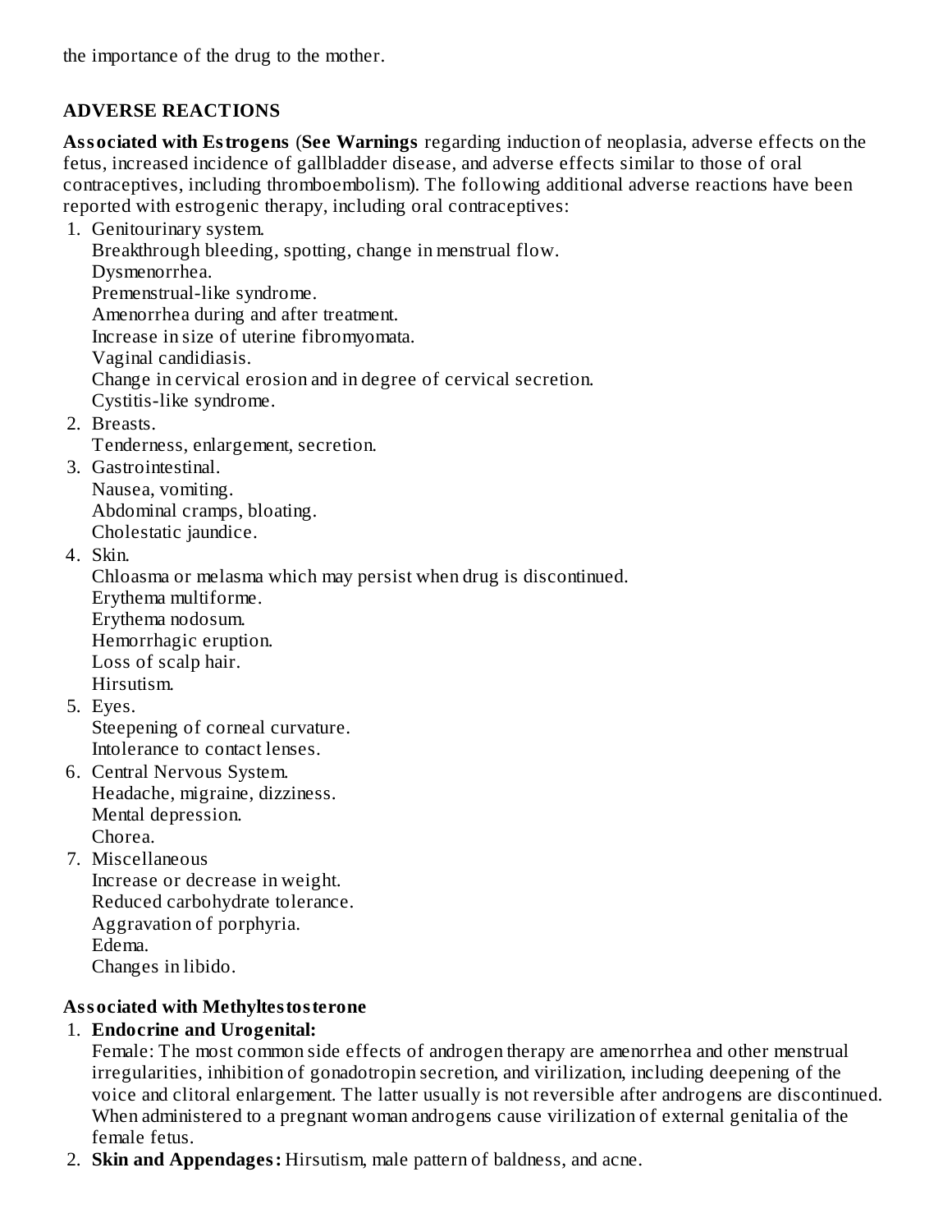the importance of the drug to the mother.

## ADVERSE REACTIONS

**Associated with Estrogens** (**See Warnings** regarding induction of neoplasia, adverse effects on the fetus, increased incidence of gallbladder disease, and adverse effects similar to those of oral contraceptives, including thromboembolism). The following additional adverse reactions have been reported with estrogenic therapy, including oral contraceptives:

1. Genitourinary system.
   Breakthrough bleeding, spotting, change in menstrual flow.
   Dysmenorrhea.
   Premenstrual-like syndrome.
   Amenorrhea during and after treatment.
   Increase in size of uterine fibromyomata.
   Vaginal candidiasis.
   Change in cervical erosion and in degree of cervical secretion.
   Cystitis-like syndrome.
2. Breasts.
   Tenderness, enlargement, secretion.
3. Gastrointestinal.
   Nausea, vomiting.
   Abdominal cramps, bloating.
   Cholestatic jaundice.
4. Skin.
   Chloasma or melasma which may persist when drug is discontinued.
   Erythema multiforme.
   Erythema nodosum.
   Hemorrhagic eruption.
   Loss of scalp hair.
   Hirsutism.
5. Eyes.
   Steepening of corneal curvature.
   Intolerance to contact lenses.
6. Central Nervous System.
   Headache, migraine, dizziness.
   Mental depression.
   Chorea.
7. Miscellaneous
   Increase or decrease in weight.
   Reduced carbohydrate tolerance.
   Aggravation of porphyria.
   Edema.
   Changes in libido.

**Associated with Methyltestosterone**

1. **Endocrine and Urogenital:**
   Female: The most common side effects of androgen therapy are amenorrhea and other menstrual irregularities, inhibition of gonadotropin secretion, and virilization, including deepening of the voice and clitoral enlargement. The latter usually is not reversible after androgens are discontinued. When administered to a pregnant woman androgens cause virilization of external genitalia of the female fetus.
2. **Skin and Appendages:** Hirsutism, male pattern of baldness, and acne.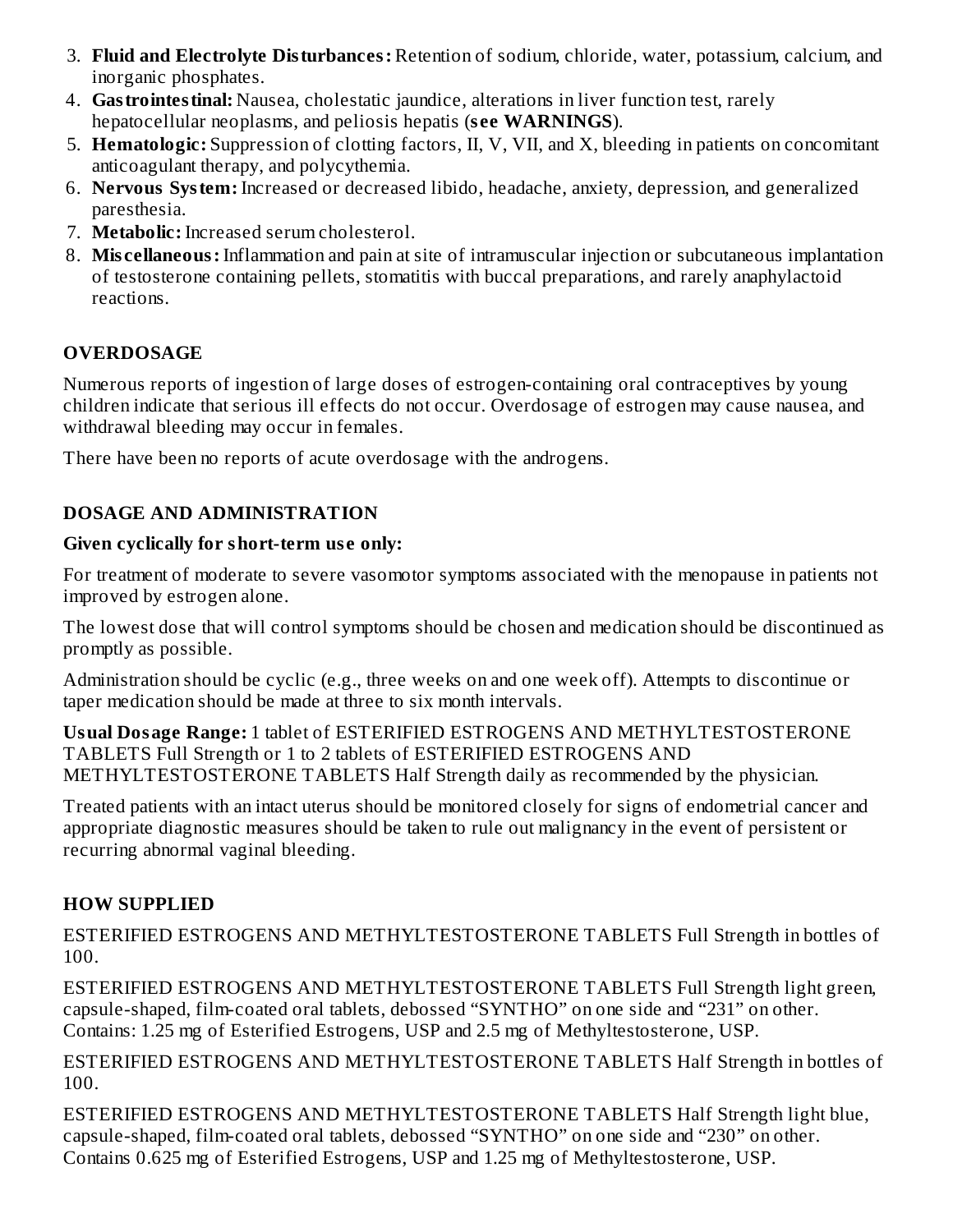3. **Fluid and Electrolyte Disturbances:** Retention of sodium, chloride, water, potassium, calcium, and inorganic phosphates.
4. **Gastrointestinal:** Nausea, cholestatic jaundice, alterations in liver function test, rarely hepatocellular neoplasms, and peliosis hepatis (**see WARNINGS**).
5. **Hematologic:** Suppression of clotting factors, II, V, VII, and X, bleeding in patients on concomitant anticoagulant therapy, and polycythemia.
6. **Nervous System:** Increased or decreased libido, headache, anxiety, depression, and generalized paresthesia.
7. **Metabolic:** Increased serum cholesterol.
8. **Miscellaneous:** Inflammation and pain at site of intramuscular injection or subcutaneous implantation of testosterone containing pellets, stomatitis with buccal preparations, and rarely anaphylactoid reactions.

## OVERDOSAGE

Numerous reports of ingestion of large doses of estrogen-containing oral contraceptives by young children indicate that serious ill effects do not occur. Overdosage of estrogen may cause nausea, and withdrawal bleeding may occur in females.

There have been no reports of acute overdosage with the androgens.

## DOSAGE AND ADMINISTRATION

**Given cyclically for short-term use only:**

For treatment of moderate to severe vasomotor symptoms associated with the menopause in patients not improved by estrogen alone.

The lowest dose that will control symptoms should be chosen and medication should be discontinued as promptly as possible.

Administration should be cyclic (e.g., three weeks on and one week off). Attempts to discontinue or taper medication should be made at three to six month intervals.

**Usual Dosage Range:** 1 tablet of ESTERIFIED ESTROGENS AND METHYLTESTOSTERONE TABLETS Full Strength or 1 to 2 tablets of ESTERIFIED ESTROGENS AND METHYLTESTOSTERONE TABLETS Half Strength daily as recommended by the physician.

Treated patients with an intact uterus should be monitored closely for signs of endometrial cancer and appropriate diagnostic measures should be taken to rule out malignancy in the event of persistent or recurring abnormal vaginal bleeding.

## HOW SUPPLIED

ESTERIFIED ESTROGENS AND METHYLTESTOSTERONE TABLETS Full Strength in bottles of 100.

ESTERIFIED ESTROGENS AND METHYLTESTOSTERONE TABLETS Full Strength light green, capsule-shaped, film-coated oral tablets, debossed “SYNTHO” on one side and “231” on other. Contains: 1.25 mg of Esterified Estrogens, USP and 2.5 mg of Methyltestosterone, USP.

ESTERIFIED ESTROGENS AND METHYLTESTOSTERONE TABLETS Half Strength in bottles of 100.

ESTERIFIED ESTROGENS AND METHYLTESTOSTERONE TABLETS Half Strength light blue, capsule-shaped, film-coated oral tablets, debossed “SYNTHO” on one side and “230” on other. Contains 0.625 mg of Esterified Estrogens, USP and 1.25 mg of Methyltestosterone, USP.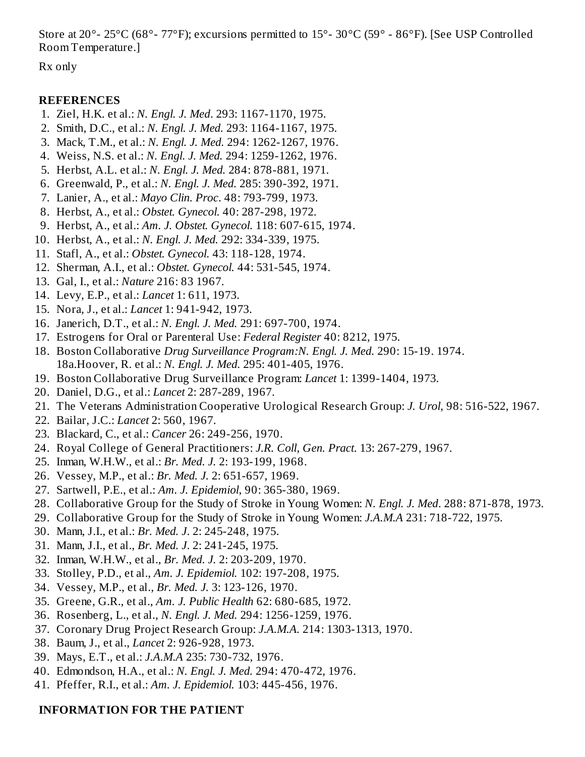Store at 20°- 25°C (68°- 77°F); excursions permitted to 15°- 30°C (59° - 86°F). [See USP Controlled Room Temperature.]

Rx only

## REFERENCES

1. Ziel, H.K. et al.: *N. Engl. J. Med*. 293: 1167-1170, 1975.
2. Smith, D.C., et al.: *N. Engl. J. Med.* 293: 1164-1167, 1975.
3. Mack, T.M., et al.: *N. Engl. J. Med.* 294: 1262-1267, 1976.
4. Weiss, N.S. et al.: *N. Engl. J. Med.* 294: 1259-1262, 1976.
5. Herbst, A.L. et al.: *N. Engl. J. Med.* 284: 878-881, 1971.
6. Greenwald, P., et al.: *N. Engl. J. Med.* 285: 390-392, 1971.
7. Lanier, A., et al.: *Mayo Clin. Proc*. 48: 793-799, 1973.
8. Herbst, A., et al.: *Obstet. Gynecol.* 40: 287-298, 1972.
9. Herbst, A., et al.: *Am. J. Obstet. Gynecol.* 118: 607-615, 1974.
10. Herbst, A., et al.: *N. Engl. J. Med.* 292: 334-339, 1975.
11. Stafl, A., et al.: *Obstet. Gynecol.* 43: 118-128, 1974.
12. Sherman, A.I., et al.: *Obstet. Gynecol.* 44: 531-545, 1974.
13. Gal, I., et al.: *Nature* 216: 83 1967.
14. Levy, E.P., et al.: *Lancet* 1: 611, 1973.
15. Nora, J., et al.: *Lancet* 1: 941-942, 1973.
16. Janerich, D.T., et al.: *N. Engl. J. Med.* 291: 697-700, 1974.
17. Estrogens for Oral or Parenteral Use: *Federal Register* 40: 8212, 1975.
18. Boston Collaborative *Drug Surveillance Program:N. Engl. J. Med.* 290: 15-19. 1974.
    18a.Hoover, R. et al.: *N. Engl. J. Med.* 295: 401-405, 1976.
19. Boston Collaborative Drug Surveillance Program: *Lancet* 1: 1399-1404, 1973.
20. Daniel, D.G., et al.: *Lancet* 2: 287-289, 1967.
21. The Veterans Administration Cooperative Urological Research Group: *J. Urol,* 98: 516-522, 1967.
22. Bailar, J.C.: *Lancet* 2: 560, 1967.
23. Blackard, C., et al.: *Cancer* 26: 249-256, 1970.
24. Royal College of General Practitioners: *J.R. Coll, Gen. Pract.* 13: 267-279, 1967.
25. Inman, W.H.W., et al.: *Br. Med. J.* 2: 193-199, 1968.
26. Vessey, M.P., et al.: *Br. Med. J.* 2: 651-657, 1969.
27. Sartwell, P.E., et al.: *Am. J. Epidemiol,* 90: 365-380, 1969.
28. Collaborative Group for the Study of Stroke in Young Women: *N. Engl. J. Med*. 288: 871-878, 1973.
29. Collaborative Group for the Study of Stroke in Young Women: *J.A.M.A* 231: 718-722, 1975.
30. Mann, J.I., et al.: *Br. Med. J.* 2: 245-248, 1975.
31. Mann, J.I., et al., *Br. Med. J.* 2: 241-245, 1975.
32. Inman, W.H.W., et al., *Br. Med. J.* 2: 203-209, 1970.
33. Stolley, P.D., et al., *Am. J. Epidemiol.* 102: 197-208, 1975.
34. Vessey, M.P., et al., *Br. Med. J.* 3: 123-126, 1970.
35. Greene, G.R., et al., *Am. J. Public Health* 62: 680-685, 1972.
36. Rosenberg, L., et al., *N. Engl. J. Med.* 294: 1256-1259, 1976.
37. Coronary Drug Project Research Group: *J.A.M.A.* 214: 1303-1313, 1970.
38. Baum, J., et al., *Lancet* 2: 926-928, 1973.
39. Mays, E.T., et al.: *J.A.M.A* 235: 730-732, 1976.
40. Edmondson, H.A., et al.: *N. Engl. J. Med.* 294: 470-472, 1976.
41. Pfeffer, R.I., et al.: *Am. J. Epidemiol.* 103: 445-456, 1976.

## INFORMATION FOR THE PATIENT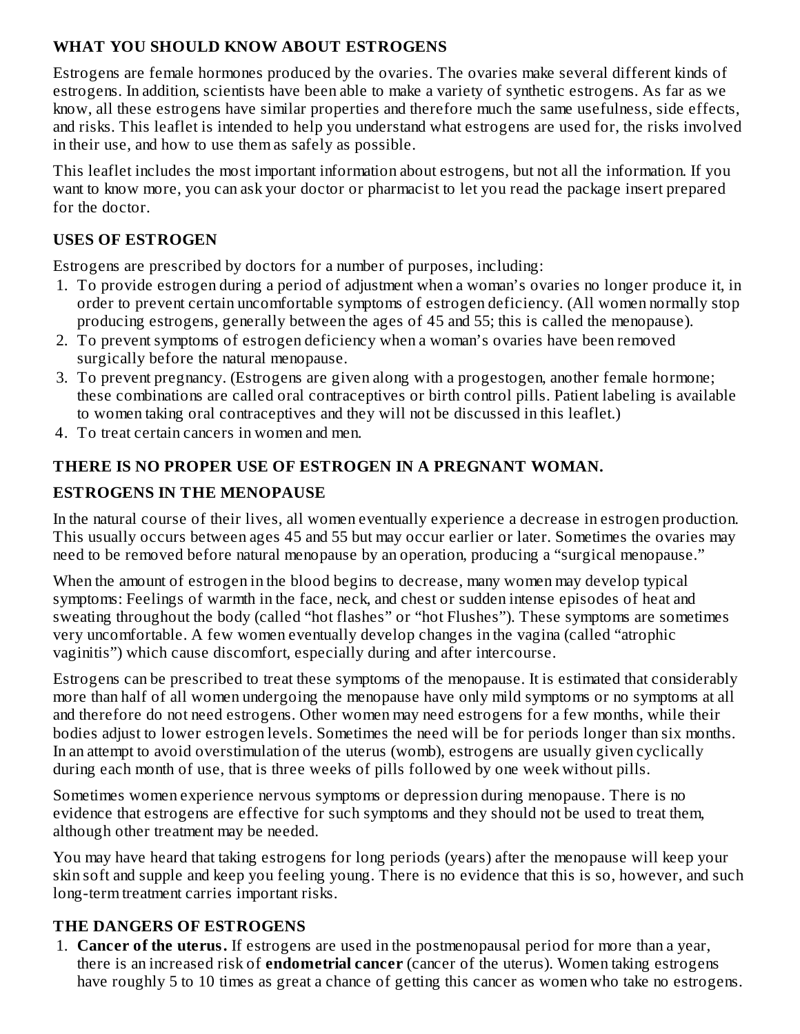## WHAT YOU SHOULD KNOW ABOUT ESTROGENS

Estrogens are female hormones produced by the ovaries. The ovaries make several different kinds of estrogens. In addition, scientists have been able to make a variety of synthetic estrogens. As far as we know, all these estrogens have similar properties and therefore much the same usefulness, side effects, and risks. This leaflet is intended to help you understand what estrogens are used for, the risks involved in their use, and how to use them as safely as possible.

This leaflet includes the most important information about estrogens, but not all the information. If you want to know more, you can ask your doctor or pharmacist to let you read the package insert prepared for the doctor.

## USES OF ESTROGEN

Estrogens are prescribed by doctors for a number of purposes, including:

1. To provide estrogen during a period of adjustment when a woman's ovaries no longer produce it, in order to prevent certain uncomfortable symptoms of estrogen deficiency. (All women normally stop producing estrogens, generally between the ages of 45 and 55; this is called the menopause).
2. To prevent symptoms of estrogen deficiency when a woman's ovaries have been removed surgically before the natural menopause.
3. To prevent pregnancy. (Estrogens are given along with a progestogen, another female hormone; these combinations are called oral contraceptives or birth control pills. Patient labeling is available to women taking oral contraceptives and they will not be discussed in this leaflet.)
4. To treat certain cancers in women and men.

## THERE IS NO PROPER USE OF ESTROGEN IN A PREGNANT WOMAN.

## ESTROGENS IN THE MENOPAUSE

In the natural course of their lives, all women eventually experience a decrease in estrogen production. This usually occurs between ages 45 and 55 but may occur earlier or later. Sometimes the ovaries may need to be removed before natural menopause by an operation, producing a "surgical menopause."

When the amount of estrogen in the blood begins to decrease, many women may develop typical symptoms: Feelings of warmth in the face, neck, and chest or sudden intense episodes of heat and sweating throughout the body (called "hot flashes" or "hot Flushes"). These symptoms are sometimes very uncomfortable. A few women eventually develop changes in the vagina (called "atrophic vaginitis") which cause discomfort, especially during and after intercourse.

Estrogens can be prescribed to treat these symptoms of the menopause. It is estimated that considerably more than half of all women undergoing the menopause have only mild symptoms or no symptoms at all and therefore do not need estrogens. Other women may need estrogens for a few months, while their bodies adjust to lower estrogen levels. Sometimes the need will be for periods longer than six months. In an attempt to avoid overstimulation of the uterus (womb), estrogens are usually given cyclically during each month of use, that is three weeks of pills followed by one week without pills.

Sometimes women experience nervous symptoms or depression during menopause. There is no evidence that estrogens are effective for such symptoms and they should not be used to treat them, although other treatment may be needed.

You may have heard that taking estrogens for long periods (years) after the menopause will keep your skin soft and supple and keep you feeling young. There is no evidence that this is so, however, and such long-term treatment carries important risks.

## THE DANGERS OF ESTROGENS

1. **Cancer of the uterus.** If estrogens are used in the postmenopausal period for more than a year, there is an increased risk of **endometrial cancer** (cancer of the uterus). Women taking estrogens have roughly 5 to 10 times as great a chance of getting this cancer as women who take no estrogens.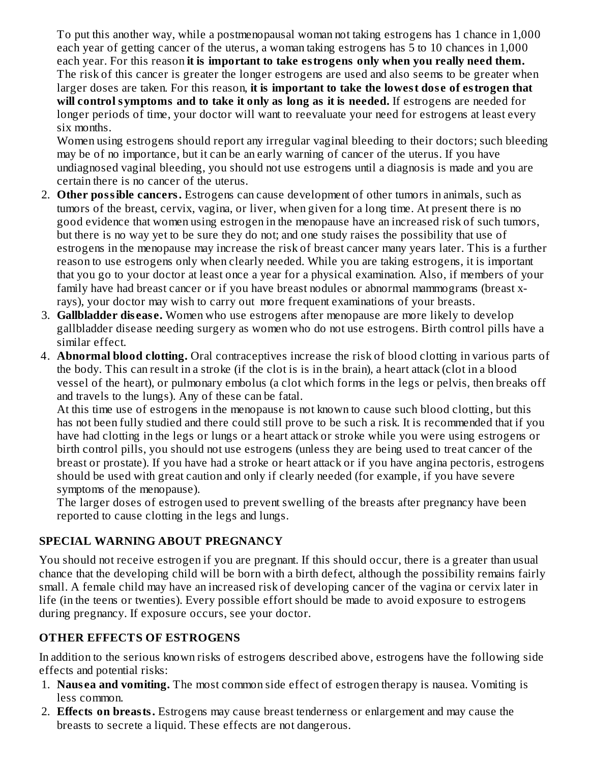To put this another way, while a postmenopausal woman not taking estrogens has 1 chance in 1,000 each year of getting cancer of the uterus, a woman taking estrogens has 5 to 10 chances in 1,000 each year. For this reason **it is important to take estrogens only when you really need them.** The risk of this cancer is greater the longer estrogens are used and also seems to be greater when larger doses are taken. For this reason, **it is important to take the lowest dose of estrogen that will control symptoms and to take it only as long as it is needed.** If estrogens are needed for longer periods of time, your doctor will want to reevaluate your need for estrogens at least every six months.

Women using estrogens should report any irregular vaginal bleeding to their doctors; such bleeding may be of no importance, but it can be an early warning of cancer of the uterus. If you have undiagnosed vaginal bleeding, you should not use estrogens until a diagnosis is made and you are certain there is no cancer of the uterus.

2. **Other possible cancers.** Estrogens can cause development of other tumors in animals, such as tumors of the breast, cervix, vagina, or liver, when given for a long time. At present there is no good evidence that women using estrogen in the menopause have an increased risk of such tumors, but there is no way yet to be sure they do not; and one study raises the possibility that use of estrogens in the menopause may increase the risk of breast cancer many years later. This is a further reason to use estrogens only when clearly needed. While you are taking estrogens, it is important that you go to your doctor at least once a year for a physical examination. Also, if members of your family have had breast cancer or if you have breast nodules or abnormal mammograms (breast x-rays), your doctor may wish to carry out more frequent examinations of your breasts.
3. **Gallbladder disease.** Women who use estrogens after menopause are more likely to develop gallbladder disease needing surgery as women who do not use estrogens. Birth control pills have a similar effect.
4. **Abnormal blood clotting.** Oral contraceptives increase the risk of blood clotting in various parts of the body. This can result in a stroke (if the clot is is in the brain), a heart attack (clot in a blood vessel of the heart), or pulmonary embolus (a clot which forms in the legs or pelvis, then breaks off and travels to the lungs). Any of these can be fatal.

   At this time use of estrogens in the menopause is not known to cause such blood clotting, but this has not been fully studied and there could still prove to be such a risk. It is recommended that if you have had clotting in the legs or lungs or a heart attack or stroke while you were using estrogens or birth control pills, you should not use estrogens (unless they are being used to treat cancer of the breast or prostate). If you have had a stroke or heart attack or if you have angina pectoris, estrogens should be used with great caution and only if clearly needed (for example, if you have severe symptoms of the menopause).

   The larger doses of estrogen used to prevent swelling of the breasts after pregnancy have been reported to cause clotting in the legs and lungs.

## SPECIAL WARNING ABOUT PREGNANCY

You should not receive estrogen if you are pregnant. If this should occur, there is a greater than usual chance that the developing child will be born with a birth defect, although the possibility remains fairly small. A female child may have an increased risk of developing cancer of the vagina or cervix later in life (in the teens or twenties). Every possible effort should be made to avoid exposure to estrogens during pregnancy. If exposure occurs, see your doctor.

## OTHER EFFECTS OF ESTROGENS

In addition to the serious known risks of estrogens described above, estrogens have the following side effects and potential risks:

1. **Nausea and vomiting.** The most common side effect of estrogen therapy is nausea. Vomiting is less common.
2. **Effects on breasts.** Estrogens may cause breast tenderness or enlargement and may cause the breasts to secrete a liquid. These effects are not dangerous.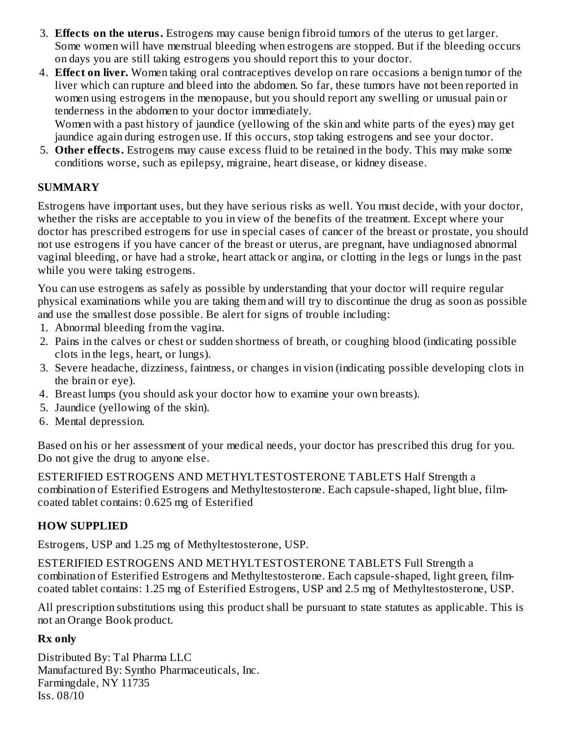3. **Effects on the uterus.** Estrogens may cause benign fibroid tumors of the uterus to get larger. Some women will have menstrual bleeding when estrogens are stopped. But if the bleeding occurs on days you are still taking estrogens you should report this to your doctor.
4. **Effect on liver.** Women taking oral contraceptives develop on rare occasions a benign tumor of the liver which can rupture and bleed into the abdomen. So far, these tumors have not been reported in women using estrogens in the menopause, but you should report any swelling or unusual pain or tenderness in the abdomen to your doctor immediately.
   Women with a past history of jaundice (yellowing of the skin and white parts of the eyes) may get jaundice again during estrogen use. If this occurs, stop taking estrogens and see your doctor.
5. **Other effects.** Estrogens may cause excess fluid to be retained in the body. This may make some conditions worse, such as epilepsy, migraine, heart disease, or kidney disease.

## SUMMARY

Estrogens have important uses, but they have serious risks as well. You must decide, with your doctor, whether the risks are acceptable to you in view of the benefits of the treatment. Except where your doctor has prescribed estrogens for use in special cases of cancer of the breast or prostate, you should not use estrogens if you have cancer of the breast or uterus, are pregnant, have undiagnosed abnormal vaginal bleeding, or have had a stroke, heart attack or angina, or clotting in the legs or lungs in the past while you were taking estrogens.

You can use estrogens as safely as possible by understanding that your doctor will require regular physical examinations while you are taking them and will try to discontinue the drug as soon as possible and use the smallest dose possible. Be alert for signs of trouble including:

1. Abnormal bleeding from the vagina.
2. Pains in the calves or chest or sudden shortness of breath, or coughing blood (indicating possible clots in the legs, heart, or lungs).
3. Severe headache, dizziness, faintness, or changes in vision (indicating possible developing clots in the brain or eye).
4. Breast lumps (you should ask your doctor how to examine your own breasts).
5. Jaundice (yellowing of the skin).
6. Mental depression.

Based on his or her assessment of your medical needs, your doctor has prescribed this drug for you. Do not give the drug to anyone else.

ESTERIFIED ESTROGENS AND METHYLTESTOSTERONE TABLETS Half Strength a combination of Esterified Estrogens and Methyltestosterone. Each capsule-shaped, light blue, film-coated tablet contains: 0.625 mg of Esterified

## HOW SUPPLIED

Estrogens, USP and 1.25 mg of Methyltestosterone, USP.

ESTERIFIED ESTROGENS AND METHYLTESTOSTERONE TABLETS Full Strength a combination of Esterified Estrogens and Methyltestosterone. Each capsule-shaped, light green, film-coated tablet contains: 1.25 mg of Esterified Estrogens, USP and 2.5 mg of Methyltestosterone, USP.

All prescription substitutions using this product shall be pursuant to state statutes as applicable. This is not an Orange Book product.

**Rx only**

Distributed By: Tal Pharma LLC
Manufactured By: Syntho Pharmaceuticals, Inc.
Farmingdale, NY 11735
Iss. 08/10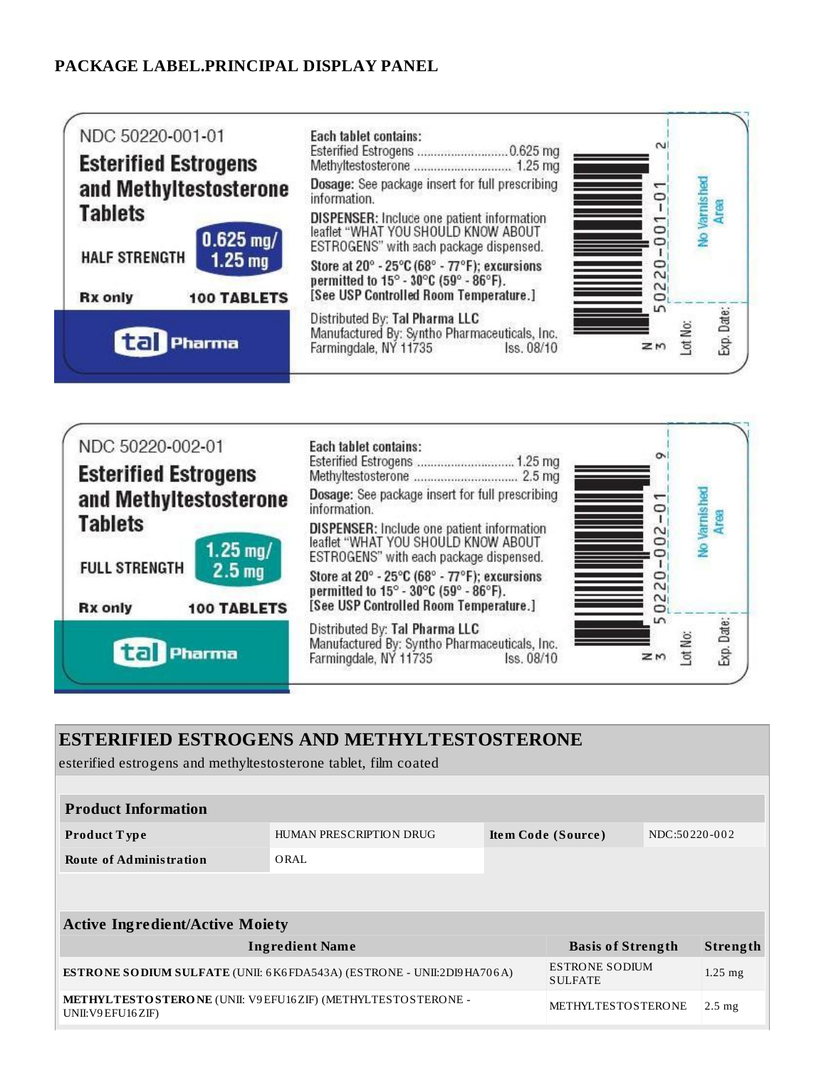## PACKAGE LABEL.PRINCIPAL DISPLAY PANEL

NDC 50220-001-01

**Esterified Estrogens and Methyltestosterone Tablets**

HALF STRENGTH **0.625 mg/ 1.25 mg**

Rx only **100 TABLETS**

tal Pharma

**Each tablet contains:**
Esterified Estrogens ............................ 0.625 mg
Methyltestosterone ............................ 1.25 mg

**Dosage:** See package insert for full prescribing information.

**DISPENSER:** Include one patient information leaflet "WHAT YOU SHOULD KNOW ABOUT ESTROGENS" with each package dispensed.

**Store at 20° - 25°C (68° - 77°F); excursions permitted to 15° - 30°C (59° - 86°F). [See USP Controlled Room Temperature.]**

Distributed By: **Tal Pharma LLC**
Manufactured By: Syntho Pharmaceuticals, Inc.
Farmingdale, NY 11735 Iss. 08/10

N 3 50220-001-01 2

No Varnished Area

Lot No:

Exp. Date:

NDC 50220-002-01

**Esterified Estrogens and Methyltestosterone Tablets**

FULL STRENGTH **1.25 mg/ 2.5 mg**

Rx only **100 TABLETS**

tal Pharma

**Each tablet contains:**
Esterified Estrogens ............................ 1.25 mg
Methyltestosterone ............................ 2.5 mg

**Dosage:** See package insert for full prescribing information.

**DISPENSER:** Include one patient information leaflet "WHAT YOU SHOULD KNOW ABOUT ESTROGENS" with each package dispensed.

**Store at 20° - 25°C (68° - 77°F); excursions permitted to 15° - 30°C (59° - 86°F). [See USP Controlled Room Temperature.]**

Distributed By: **Tal Pharma LLC**
Manufactured By: Syntho Pharmaceuticals, Inc.
Farmingdale, NY 11735 Iss. 08/10

N 3 50220-002-01 9

No Varnished Area

Lot No:

Exp. Date:

## ESTERIFIED ESTROGENS AND METHYLTESTOSTERONE

esterified estrogens and methyltestosterone tablet, film coated

| Product Information | | | |
|---|---|---|---|
| **Product Type** | HUMAN PRESCRIPTION DRUG | **Item Code (Source)** | NDC:50220-002 |
| **Route of Administration** | ORAL | | |

| Active Ingredient/Active Moiety | | |
|---|---|---|
| **Ingredient Name** | **Basis of Strength** | **Strength** |
| **ESTRONE SODIUM SULFATE** (UNII: 6K6FDA543A) (ESTRONE - UNII:2DI9HA706A) | ESTRONE SODIUM SULFATE | 1.25 mg |
| **METHYLTESTOSTERONE** (UNII: V9EFU16ZIF) (METHYLTESTOSTERONE - UNII:V9EFU16ZIF) | METHYLTESTOSTERONE | 2.5 mg |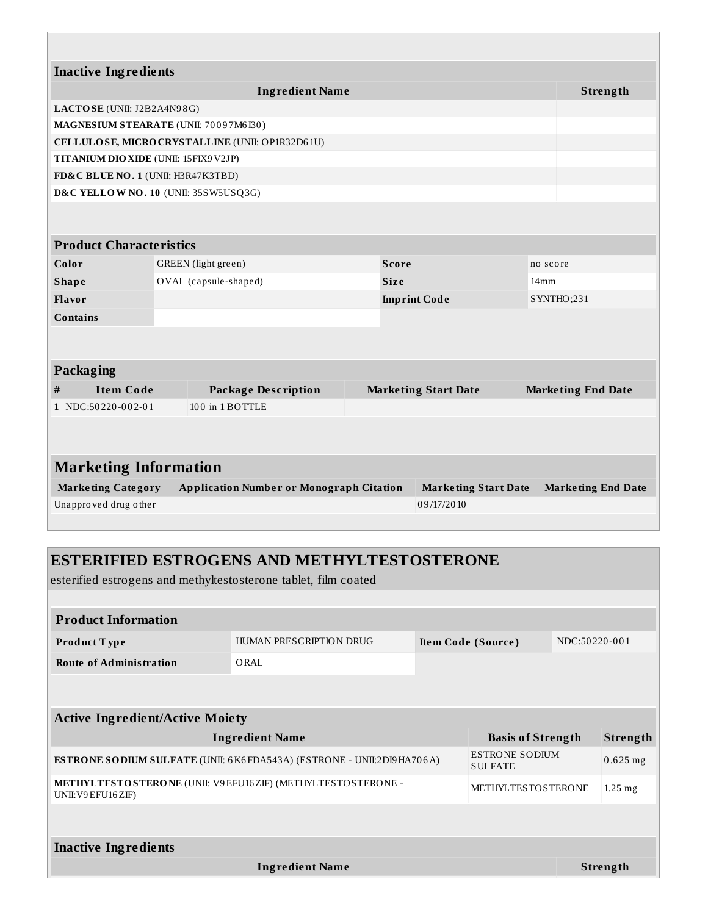### Inactive Ingredients

| Ingredient Name | Strength |
|---|---|
| **LACTOSE** (UNII: J2B2A4N98G) | |
| **MAGNESIUM STEARATE** (UNII: 70097M6I30) | |
| **CELLULOSE, MICROCRYSTALLINE** (UNII: OP1R32D61U) | |
| **TITANIUM DIOXIDE** (UNII: 15FIX9V2JP) | |
| **FD&C BLUE NO. 1** (UNII: H3R47K3TBD) | |
| **D&C YELLOW NO. 10** (UNII: 35SW5USQ3G) | |

### Product Characteristics

| | | | |
|---|---|---|---|
| **Color** | GREEN (light green) | **Score** | no score |
| **Shape** | OVAL (capsule-shaped) | **Size** | 14mm |
| **Flavor** | | **Imprint Code** | SYNTHO;231 |
| **Contains** | | | |

### Packaging

| # | Item Code | Package Description | Marketing Start Date | Marketing End Date |
|---|---|---|---|---|
| 1 | NDC:50220-002-01 | 100 in 1 BOTTLE | | |

## Marketing Information

| Marketing Category | Application Number or Monograph Citation | Marketing Start Date | Marketing End Date |
|---|---|---|---|
| Unapproved drug other | | 09/17/2010 | |

# ESTERIFIED ESTROGENS AND METHYLTESTOSTERONE

esterified estrogens and methyltestosterone tablet, film coated

### Product Information

| | | | |
|---|---|---|---|
| **Product Type** | HUMAN PRESCRIPTION DRUG | **Item Code (Source)** | NDC:50220-001 |
| **Route of Administration** | ORAL | | |

### Active Ingredient/Active Moiety

| Ingredient Name | Basis of Strength | Strength |
|---|---|---|
| **ESTRONE SODIUM SULFATE** (UNII: 6K6FDA543A) (ESTRONE - UNII:2DI9HA706A) | ESTRONE SODIUM SULFATE | 0.625 mg |
| **METHYLTESTOSTERONE** (UNII: V9EFU16ZIF) (METHYLTESTOSTERONE - UNII:V9EFU16ZIF) | METHYLTESTOSTERONE | 1.25 mg |

### Inactive Ingredients

| Ingredient Name | Strength |
|---|---|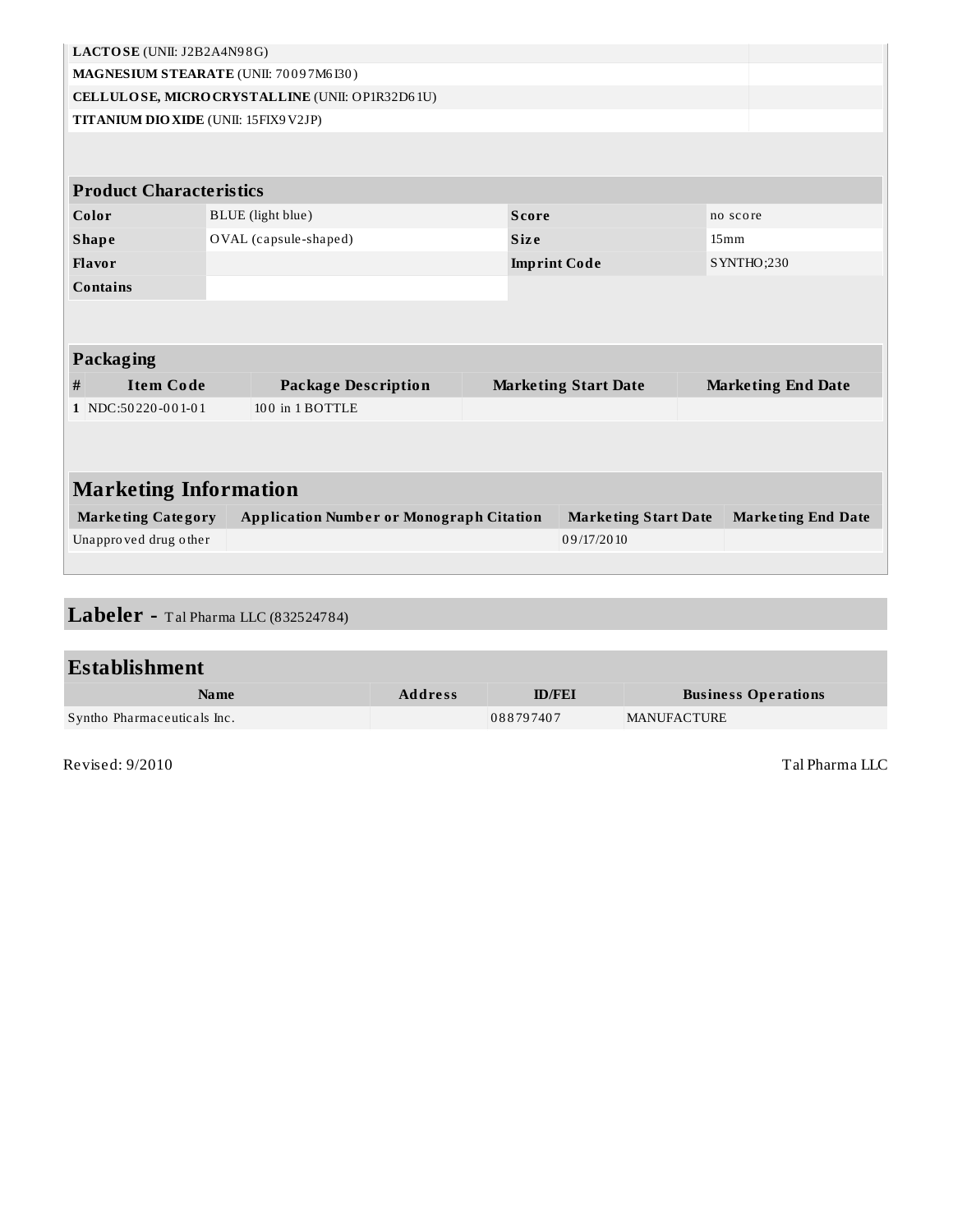| | |
|---|---|
| **LACTOSE** (UNII: J2B2A4N98G) | |
| **MAGNESIUM STEARATE** (UNII: 70097M6I30) | |
| **CELLULOSE, MICROCRYSTALLINE** (UNII: OP1R32D61U) | |
| **TITANIUM DIOXIDE** (UNII: 15FIX9V2JP) | |

| **Product Characteristics** | | | |
|---|---|---|---|
| **Color** | BLUE (light blue) | **Score** | no score |
| **Shape** | OVAL (capsule-shaped) | **Size** | 15mm |
| **Flavor** | | **Imprint Code** | SYNTHO;230 |
| **Contains** | | | |

**Packaging**

| # | Item Code | Package Description | Marketing Start Date | Marketing End Date |
|---|---|---|---|---|
| 1 | NDC:50220-001-01 | 100 in 1 BOTTLE | | |

**Marketing Information**

| Marketing Category | Application Number or Monograph Citation | Marketing Start Date | Marketing End Date |
|---|---|---|---|
| Unapproved drug other | | 09/17/2010 | |

## Labeler - Tal Pharma LLC (832524784)

## Establishment

| Name | Address | ID/FEI | Business Operations |
|---|---|---|---|
| Syntho Pharmaceuticals Inc. | | 088797407 | MANUFACTURE |

Revised: 9/2010

Tal Pharma LLC